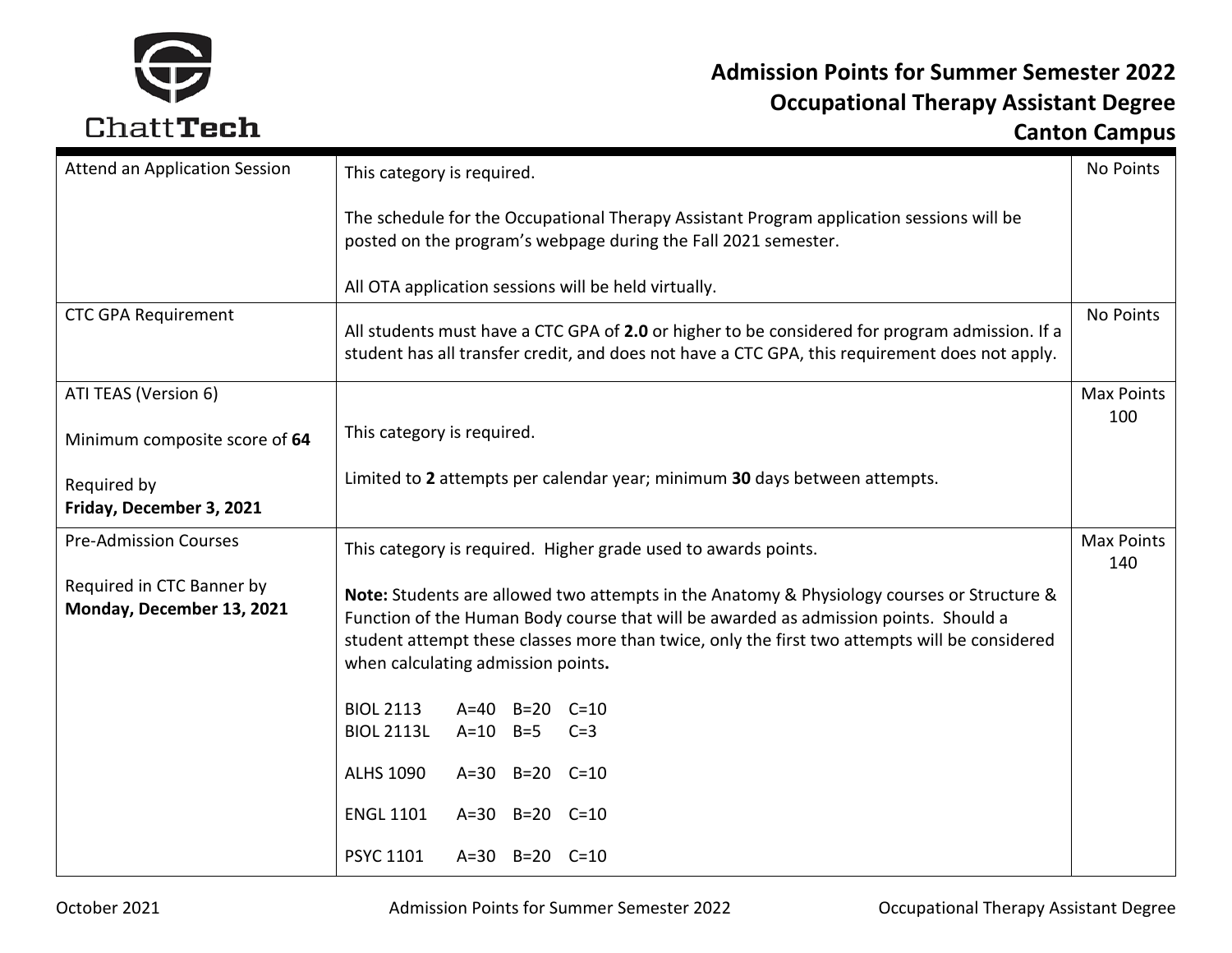# Admission Points for Summer Semester 2022
## Occupational Therapy Assistant Degree
## Canton Campus

| | | |
|---|---|---|
| Attend an Application Session | This category is required.<br><br>The schedule for the Occupational Therapy Assistant Program application sessions will be posted on the program's webpage during the Fall 2021 semester.<br><br>All OTA application sessions will be held virtually. | No Points |
| CTC GPA Requirement | All students must have a CTC GPA of **2.0** or higher to be considered for program admission. If a student has all transfer credit, and does not have a CTC GPA, this requirement does not apply. | No Points |
| ATI TEAS (Version 6)<br><br>Minimum composite score of **64**<br><br>Required by<br>**Friday, December 3, 2021** | This category is required.<br><br>Limited to **2** attempts per calendar year; minimum **30** days between attempts. | Max Points 100 |
| Pre-Admission Courses<br><br>Required in CTC Banner by<br>**Monday, December 13, 2021** | This category is required. Higher grade used to awards points.<br><br>**Note:** Students are allowed two attempts in the Anatomy & Physiology courses or Structure & Function of the Human Body course that will be awarded as admission points. Should a student attempt these classes more than twice, only the first two attempts will be considered when calculating admission points**.**<br><br>BIOL 2113 A=40 B=20 C=10<br>BIOL 2113L A=10 B=5 C=3<br><br>ALHS 1090 A=30 B=20 C=10<br><br>ENGL 1101 A=30 B=20 C=10<br><br>PSYC 1101 A=30 B=20 C=10 | Max Points 140 |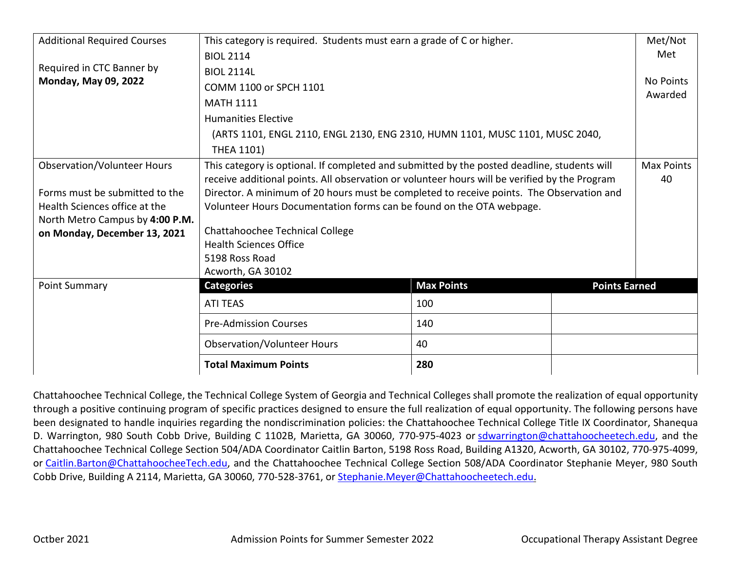| | | |
|---|---|---|
| Additional Required Courses<br><br>Required in CTC Banner by **Monday, May 09, 2022** | This category is required. Students must earn a grade of C or higher.<br>BIOL 2114<br>BIOL 2114L<br>COMM 1100 or SPCH 1101<br>MATH 1111<br>Humanities Elective<br>(ARTS 1101, ENGL 2110, ENGL 2130, ENG 2310, HUMN 1101, MUSC 1101, MUSC 2040, THEA 1101) | Met/Not Met<br><br>No Points Awarded |
| Observation/Volunteer Hours<br><br>Forms must be submitted to the Health Sciences office at the North Metro Campus by **4:00 P.M. on Monday, December 13, 2021** | This category is optional. If completed and submitted by the posted deadline, students will receive additional points. All observation or volunteer hours will be verified by the Program Director. A minimum of 20 hours must be completed to receive points. The Observation and Volunteer Hours Documentation forms can be found on the OTA webpage.<br><br>Chattahoochee Technical College<br>Health Sciences Office<br>5198 Ross Road<br>Acworth, GA 30102 | Max Points 40 |

| Point Summary | Categories | Max Points | Points Earned |
|---|---|---|---|
| | ATI TEAS | 100 | |
| | Pre-Admission Courses | 140 | |
| | Observation/Volunteer Hours | 40 | |
| | **Total Maximum Points** | **280** | |

Chattahoochee Technical College, the Technical College System of Georgia and Technical Colleges shall promote the realization of equal opportunity through a positive continuing program of specific practices designed to ensure the full realization of equal opportunity. The following persons have been designated to handle inquiries regarding the nondiscrimination policies: the Chattahoochee Technical College Title IX Coordinator, Shanequa D. Warrington, 980 South Cobb Drive, Building C 1102B, Marietta, GA 30060, 770-975-4023 or sdwarrington@chattahoocheetech.edu, and the Chattahoochee Technical College Section 504/ADA Coordinator Caitlin Barton, 5198 Ross Road, Building A1320, Acworth, GA 30102, 770-975-4099, or Caitlin.Barton@ChattahoocheeTech.edu, and the Chattahoochee Technical College Section 508/ADA Coordinator Stephanie Meyer, 980 South Cobb Drive, Building A 2114, Marietta, GA 30060, 770-528-3761, or Stephanie.Meyer@Chattahoocheetech.edu.